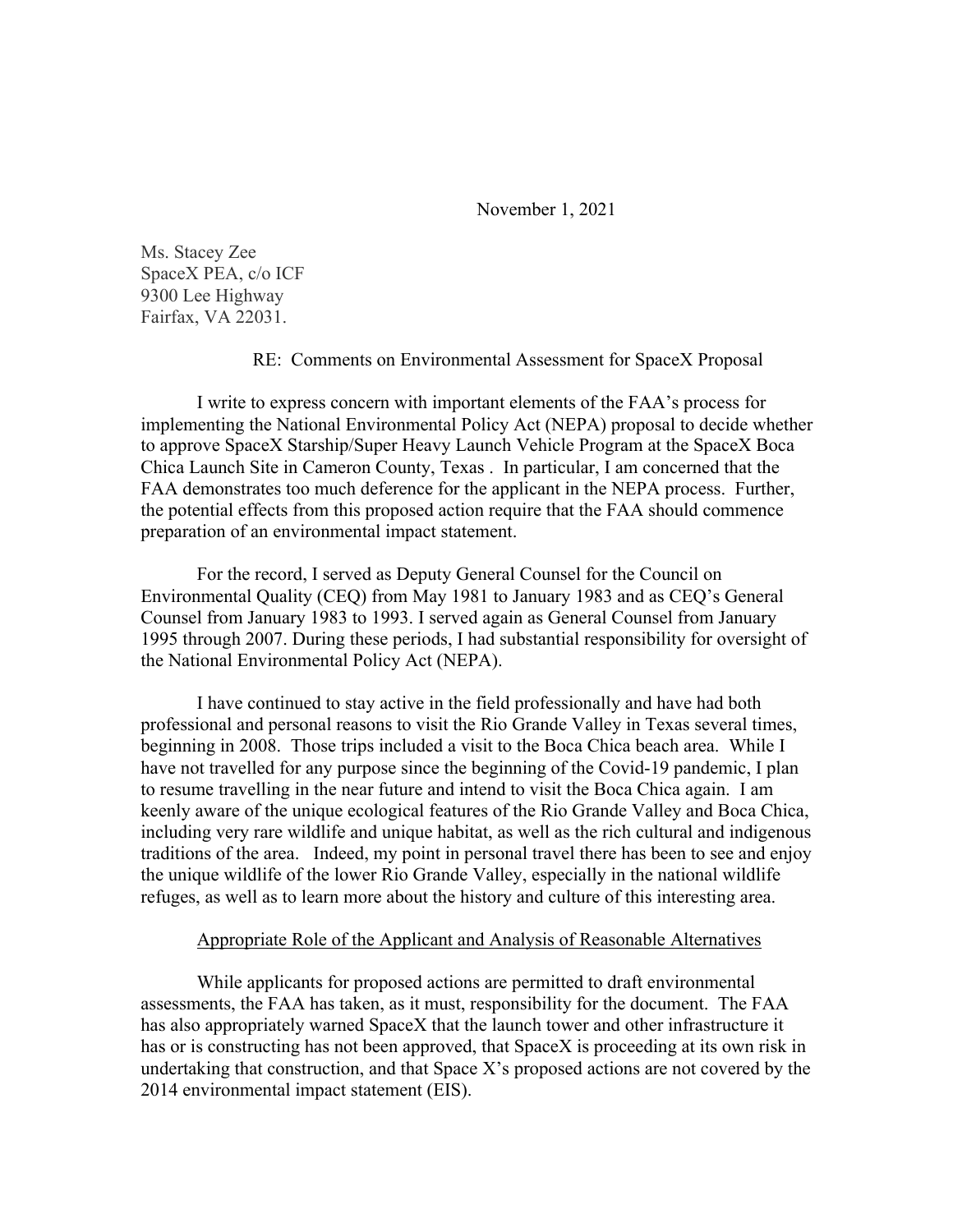November 1, 2021

Ms. Stacey Zee
SpaceX PEA, c/o ICF
9300 Lee Highway
Fairfax, VA 22031.

RE: Comments on Environmental Assessment for SpaceX Proposal

I write to express concern with important elements of the FAA's process for implementing the National Environmental Policy Act (NEPA) proposal to decide whether to approve SpaceX Starship/Super Heavy Launch Vehicle Program at the SpaceX Boca Chica Launch Site in Cameron County, Texas . In particular, I am concerned that the FAA demonstrates too much deference for the applicant in the NEPA process. Further, the potential effects from this proposed action require that the FAA should commence preparation of an environmental impact statement.

For the record, I served as Deputy General Counsel for the Council on Environmental Quality (CEQ) from May 1981 to January 1983 and as CEQ's General Counsel from January 1983 to 1993. I served again as General Counsel from January 1995 through 2007. During these periods, I had substantial responsibility for oversight of the National Environmental Policy Act (NEPA).

I have continued to stay active in the field professionally and have had both professional and personal reasons to visit the Rio Grande Valley in Texas several times, beginning in 2008. Those trips included a visit to the Boca Chica beach area. While I have not travelled for any purpose since the beginning of the Covid-19 pandemic, I plan to resume travelling in the near future and intend to visit the Boca Chica again. I am keenly aware of the unique ecological features of the Rio Grande Valley and Boca Chica, including very rare wildlife and unique habitat, as well as the rich cultural and indigenous traditions of the area. Indeed, my point in personal travel there has been to see and enjoy the unique wildlife of the lower Rio Grande Valley, especially in the national wildlife refuges, as well as to learn more about the history and culture of this interesting area.

## Appropriate Role of the Applicant and Analysis of Reasonable Alternatives

While applicants for proposed actions are permitted to draft environmental assessments, the FAA has taken, as it must, responsibility for the document. The FAA has also appropriately warned SpaceX that the launch tower and other infrastructure it has or is constructing has not been approved, that SpaceX is proceeding at its own risk in undertaking that construction, and that Space X's proposed actions are not covered by the 2014 environmental impact statement (EIS).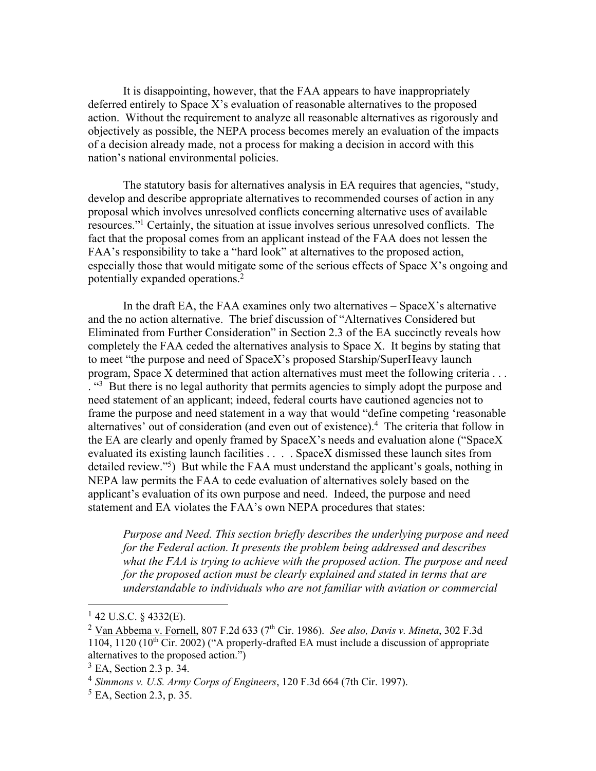It is disappointing, however, that the FAA appears to have inappropriately deferred entirely to Space X's evaluation of reasonable alternatives to the proposed action. Without the requirement to analyze all reasonable alternatives as rigorously and objectively as possible, the NEPA process becomes merely an evaluation of the impacts of a decision already made, not a process for making a decision in accord with this nation's national environmental policies.

The statutory basis for alternatives analysis in EA requires that agencies, "study, develop and describe appropriate alternatives to recommended courses of action in any proposal which involves unresolved conflicts concerning alternative uses of available resources."[1] Certainly, the situation at issue involves serious unresolved conflicts. The fact that the proposal comes from an applicant instead of the FAA does not lessen the FAA's responsibility to take a "hard look" at alternatives to the proposed action, especially those that would mitigate some of the serious effects of Space X's ongoing and potentially expanded operations.[2]

In the draft EA, the FAA examines only two alternatives – SpaceX's alternative and the no action alternative. The brief discussion of "Alternatives Considered but Eliminated from Further Consideration" in Section 2.3 of the EA succinctly reveals how completely the FAA ceded the alternatives analysis to Space X. It begins by stating that to meet "the purpose and need of SpaceX's proposed Starship/SuperHeavy launch program, Space X determined that action alternatives must meet the following criteria . . . . "[3] But there is no legal authority that permits agencies to simply adopt the purpose and need statement of an applicant; indeed, federal courts have cautioned agencies not to frame the purpose and need statement in a way that would "define competing 'reasonable alternatives' out of consideration (and even out of existence).[4] The criteria that follow in the EA are clearly and openly framed by SpaceX's needs and evaluation alone ("SpaceX evaluated its existing launch facilities . . . . SpaceX dismissed these launch sites from detailed review."[5]) But while the FAA must understand the applicant's goals, nothing in NEPA law permits the FAA to cede evaluation of alternatives solely based on the applicant's evaluation of its own purpose and need. Indeed, the purpose and need statement and EA violates the FAA's own NEPA procedures that states:

> *Purpose and Need. This section briefly describes the underlying purpose and need for the Federal action. It presents the problem being addressed and describes what the FAA is trying to achieve with the proposed action. The purpose and need for the proposed action must be clearly explained and stated in terms that are understandable to individuals who are not familiar with aviation or commercial*

---

[1] 42 U.S.C. § 4332(E).

[2] Van Abbema v. Fornell, 807 F.2d 633 (7th Cir. 1986). *See also, Davis v. Mineta*, 302 F.3d 1104, 1120 (10th Cir. 2002) ("A properly-drafted EA must include a discussion of appropriate alternatives to the proposed action.")

[3] EA, Section 2.3 p. 34.

[4] *Simmons v. U.S. Army Corps of Engineers*, 120 F.3d 664 (7th Cir. 1997).

[5] EA, Section 2.3, p. 35.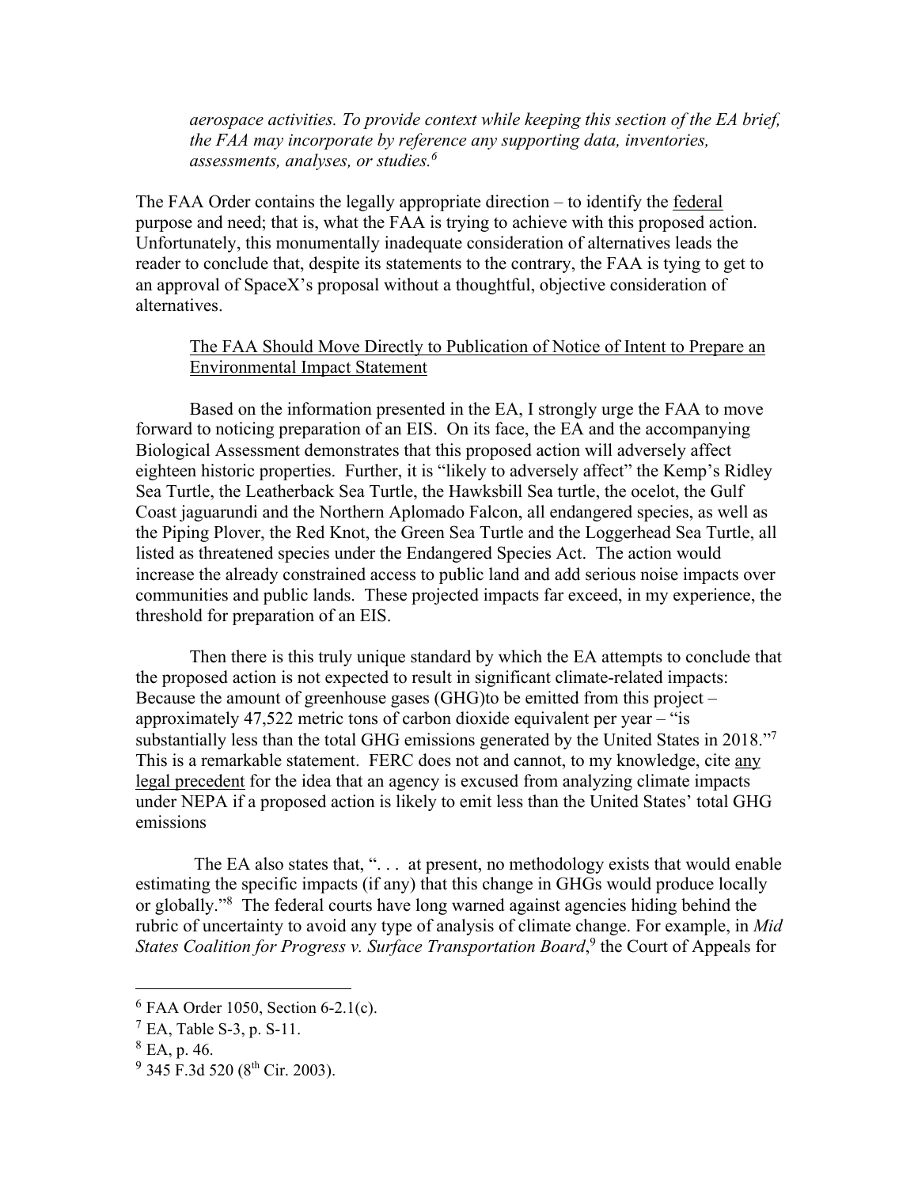*aerospace activities. To provide context while keeping this section of the EA brief, the FAA may incorporate by reference any supporting data, inventories, assessments, analyses, or studies.*[6]

The FAA Order contains the legally appropriate direction – to identify the <u>federal</u> purpose and need; that is, what the FAA is trying to achieve with this proposed action. Unfortunately, this monumentally inadequate consideration of alternatives leads the reader to conclude that, despite its statements to the contrary, the FAA is tying to get to an approval of SpaceX's proposal without a thoughtful, objective consideration of alternatives.

<u>The FAA Should Move Directly to Publication of Notice of Intent to Prepare an Environmental Impact Statement</u>

Based on the information presented in the EA, I strongly urge the FAA to move forward to noticing preparation of an EIS. On its face, the EA and the accompanying Biological Assessment demonstrates that this proposed action will adversely affect eighteen historic properties. Further, it is "likely to adversely affect" the Kemp's Ridley Sea Turtle, the Leatherback Sea Turtle, the Hawksbill Sea turtle, the ocelot, the Gulf Coast jaguarundi and the Northern Aplomado Falcon, all endangered species, as well as the Piping Plover, the Red Knot, the Green Sea Turtle and the Loggerhead Sea Turtle, all listed as threatened species under the Endangered Species Act. The action would increase the already constrained access to public land and add serious noise impacts over communities and public lands. These projected impacts far exceed, in my experience, the threshold for preparation of an EIS.

Then there is this truly unique standard by which the EA attempts to conclude that the proposed action is not expected to result in significant climate-related impacts: Because the amount of greenhouse gases (GHG)to be emitted from this project – approximately 47,522 metric tons of carbon dioxide equivalent per year – "is substantially less than the total GHG emissions generated by the United States in 2018."[7] This is a remarkable statement. FERC does not and cannot, to my knowledge, cite <u>any legal precedent</u> for the idea that an agency is excused from analyzing climate impacts under NEPA if a proposed action is likely to emit less than the United States' total GHG emissions

The EA also states that, ". . . at present, no methodology exists that would enable estimating the specific impacts (if any) that this change in GHGs would produce locally or globally."[8] The federal courts have long warned against agencies hiding behind the rubric of uncertainty to avoid any type of analysis of climate change. For example, in *Mid States Coalition for Progress v. Surface Transportation Board*,[9] the Court of Appeals for

---

[6] FAA Order 1050, Section 6-2.1(c).

[7] EA, Table S-3, p. S-11.

[8] EA, p. 46.

[9] 345 F.3d 520 (8th Cir. 2003).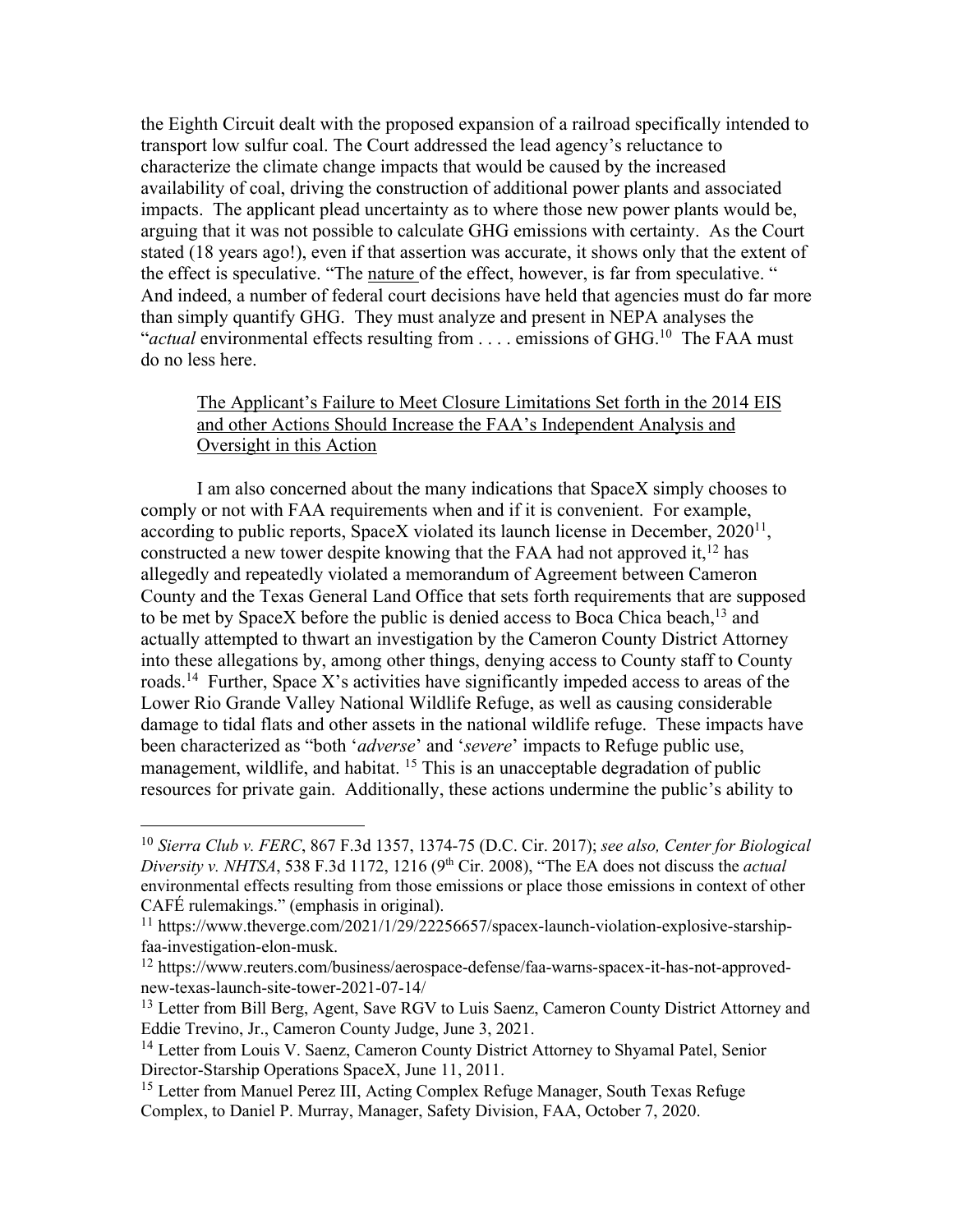the Eighth Circuit dealt with the proposed expansion of a railroad specifically intended to transport low sulfur coal. The Court addressed the lead agency's reluctance to characterize the climate change impacts that would be caused by the increased availability of coal, driving the construction of additional power plants and associated impacts. The applicant plead uncertainty as to where those new power plants would be, arguing that it was not possible to calculate GHG emissions with certainty. As the Court stated (18 years ago!), even if that assertion was accurate, it shows only that the extent of the effect is speculative. "The <u>nature</u> of the effect, however, is far from speculative. " And indeed, a number of federal court decisions have held that agencies must do far more than simply quantify GHG. They must analyze and present in NEPA analyses the "*actual* environmental effects resulting from . . . . emissions of GHG.[10] The FAA must do no less here.

<u>The Applicant's Failure to Meet Closure Limitations Set forth in the 2014 EIS and other Actions Should Increase the FAA's Independent Analysis and Oversight in this Action</u>

I am also concerned about the many indications that SpaceX simply chooses to comply or not with FAA requirements when and if it is convenient. For example, according to public reports, SpaceX violated its launch license in December, 2020[11], constructed a new tower despite knowing that the FAA had not approved it,[12] has allegedly and repeatedly violated a memorandum of Agreement between Cameron County and the Texas General Land Office that sets forth requirements that are supposed to be met by SpaceX before the public is denied access to Boca Chica beach,[13] and actually attempted to thwart an investigation by the Cameron County District Attorney into these allegations by, among other things, denying access to County staff to County roads.[14] Further, Space X's activities have significantly impeded access to areas of the Lower Rio Grande Valley National Wildlife Refuge, as well as causing considerable damage to tidal flats and other assets in the national wildlife refuge. These impacts have been characterized as "both '*adverse*' and '*severe*' impacts to Refuge public use, management, wildlife, and habitat. [15] This is an unacceptable degradation of public resources for private gain. Additionally, these actions undermine the public's ability to

---

[10] *Sierra Club v. FERC*, 867 F.3d 1357, 1374-75 (D.C. Cir. 2017); *see also, Center for Biological Diversity v. NHTSA*, 538 F.3d 1172, 1216 (9th Cir. 2008), "The EA does not discuss the *actual* environmental effects resulting from those emissions or place those emissions in context of other CAFÉ rulemakings." (emphasis in original).

[11] https://www.theverge.com/2021/1/29/22256657/spacex-launch-violation-explosive-starship-faa-investigation-elon-musk.

[12] https://www.reuters.com/business/aerospace-defense/faa-warns-spacex-it-has-not-approved-new-texas-launch-site-tower-2021-07-14/

[13] Letter from Bill Berg, Agent, Save RGV to Luis Saenz, Cameron County District Attorney and Eddie Trevino, Jr., Cameron County Judge, June 3, 2021.

[14] Letter from Louis V. Saenz, Cameron County District Attorney to Shyamal Patel, Senior Director-Starship Operations SpaceX, June 11, 2011.

[15] Letter from Manuel Perez III, Acting Complex Refuge Manager, South Texas Refuge Complex, to Daniel P. Murray, Manager, Safety Division, FAA, October 7, 2020.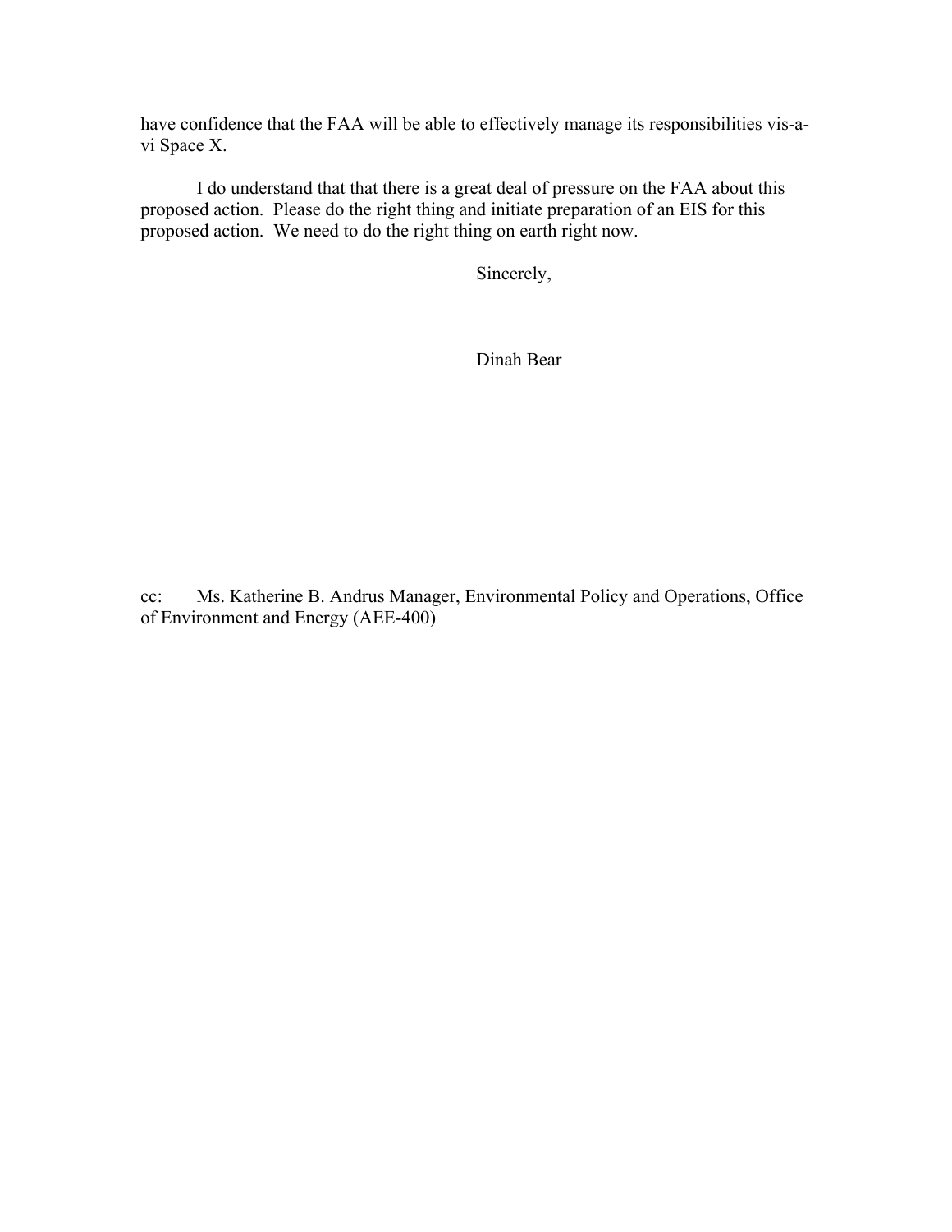have confidence that the FAA will be able to effectively manage its responsibilities vis-a-vi Space X.

I do understand that that there is a great deal of pressure on the FAA about this proposed action. Please do the right thing and initiate preparation of an EIS for this proposed action. We need to do the right thing on earth right now.

Sincerely,

Dinah Bear

cc: Ms. Katherine B. Andrus Manager, Environmental Policy and Operations, Office of Environment and Energy (AEE-400)